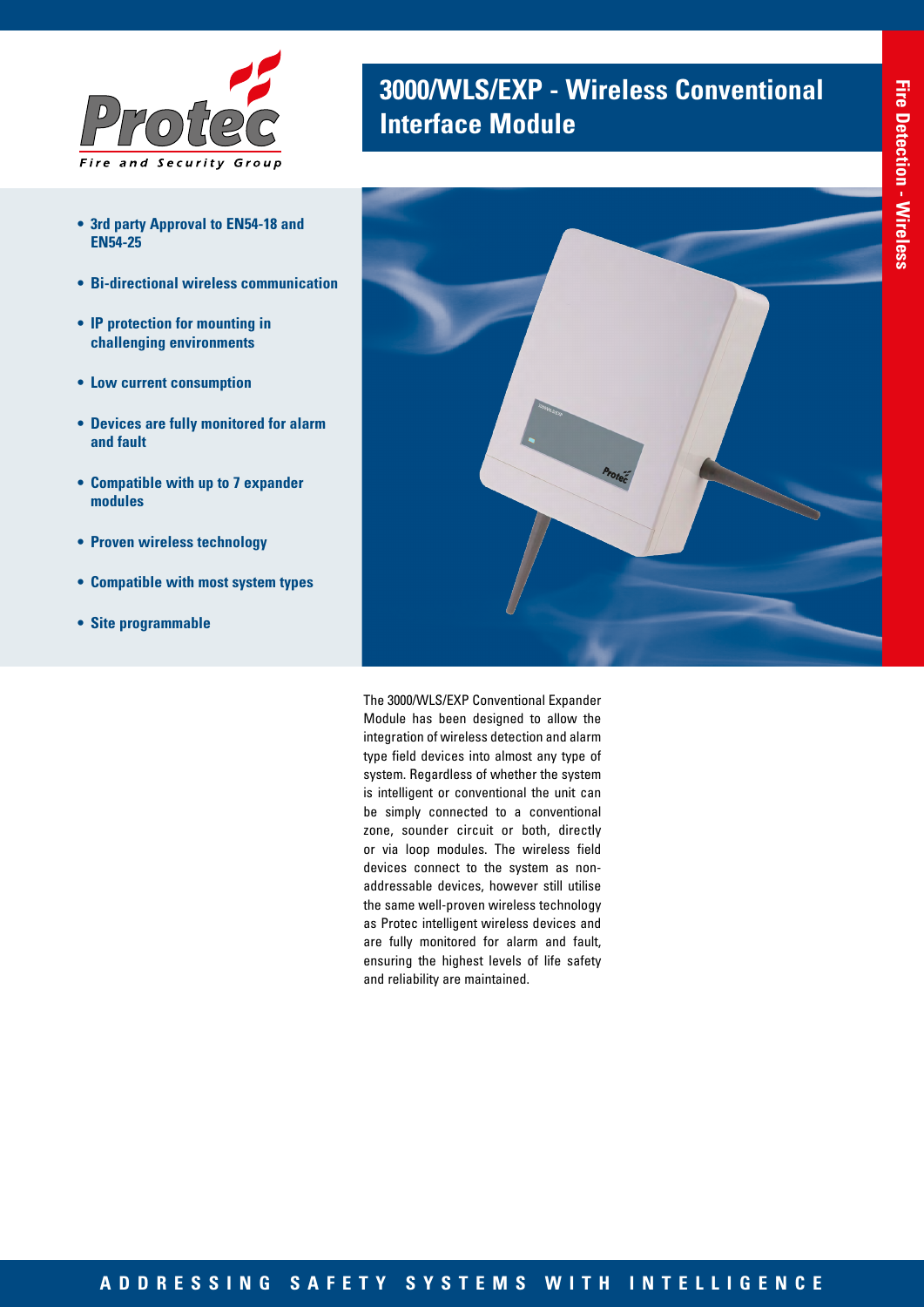# 3000/WLS/EXP - Wireless Conventional Interface Module

- 3rd party Approval to EN54-18 and EN54-25
- Bi-directional wireless communication
- IP protection for mounting in challenging environments
- Low current consumption
- Devices are fully monitored for alarm and fault
- Compatible with up to 7 expander modules
- Proven wireless technology
- Compatible with most system types
- Site programmable

The 3000/WLS/EXP Conventional Expander Module has been designed to allow the integration of wireless detection and alarm type field devices into almost any type of system. Regardless of whether the system is intelligent or conventional the unit can be simply connected to a conventional zone, sounder circuit or both, directly or via loop modules. The wireless field devices connect to the system as non-addressable devices, however still utilise the same well-proven wireless technology as Protec intelligent wireless devices and are fully monitored for alarm and fault, ensuring the highest levels of life safety and reliability are maintained.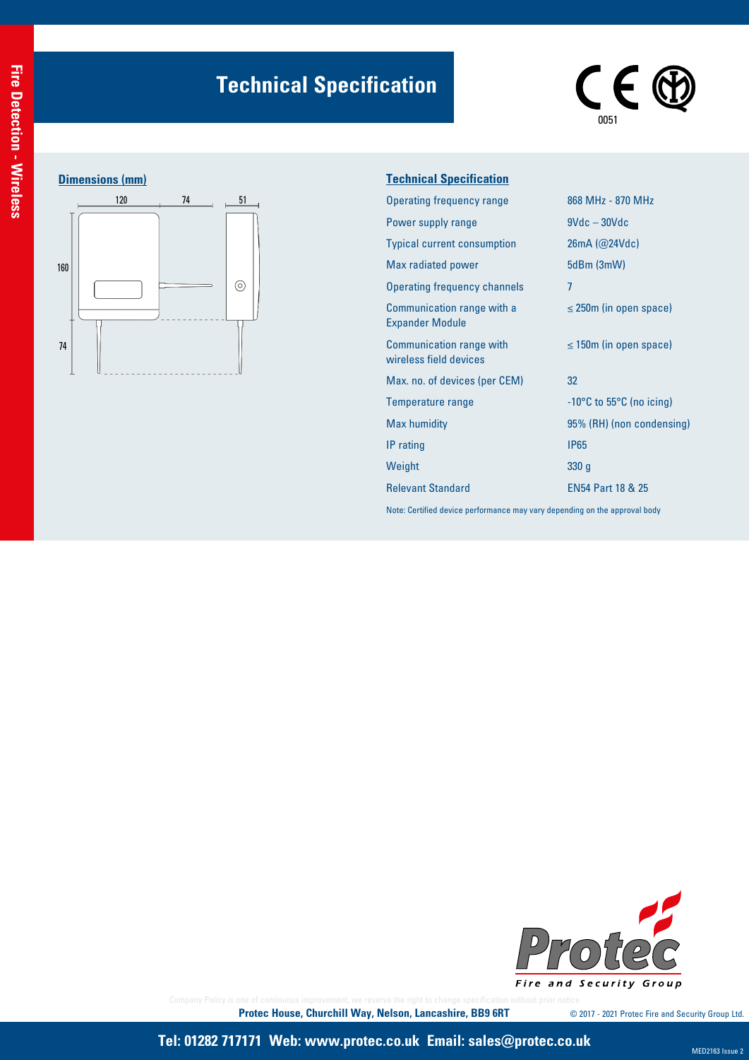# Technical Specification

0051

## Dimensions (mm)

120
74
51
160
74

## Technical Specification

| | |
|---|---|
| Operating frequency range | 868 MHz - 870 MHz |
| Power supply range | 9Vdc – 30Vdc |
| Typical current consumption | 26mA (@24Vdc) |
| Max radiated power | 5dBm (3mW) |
| Operating frequency channels | 7 |
| Communication range with a Expander Module | ≤ 250m (in open space) |
| Communication range with wireless field devices | ≤ 150m (in open space) |
| Max. no. of devices (per CEM) | 32 |
| Temperature range | -10°C to 55°C (no icing) |
| Max humidity | 95% (RH) (non condensing) |
| IP rating | IP65 |
| Weight | 330 g |
| Relevant Standard | EN54 Part 18 & 25 |

Note: Certified device performance may vary depending on the approval body

Protec
Fire and Security Group

Company Policy is one of continuous improvement, we reserve the right to change specification without prior notice

**Protec House, Churchill Way, Nelson, Lancashire, BB9 6RT**

© 2017 - 2021 Protec Fire and Security Group Ltd.

**Tel: 01282 717171 Web: www.protec.co.uk Email: sales@protec.co.uk**

MED2163 Issue 2